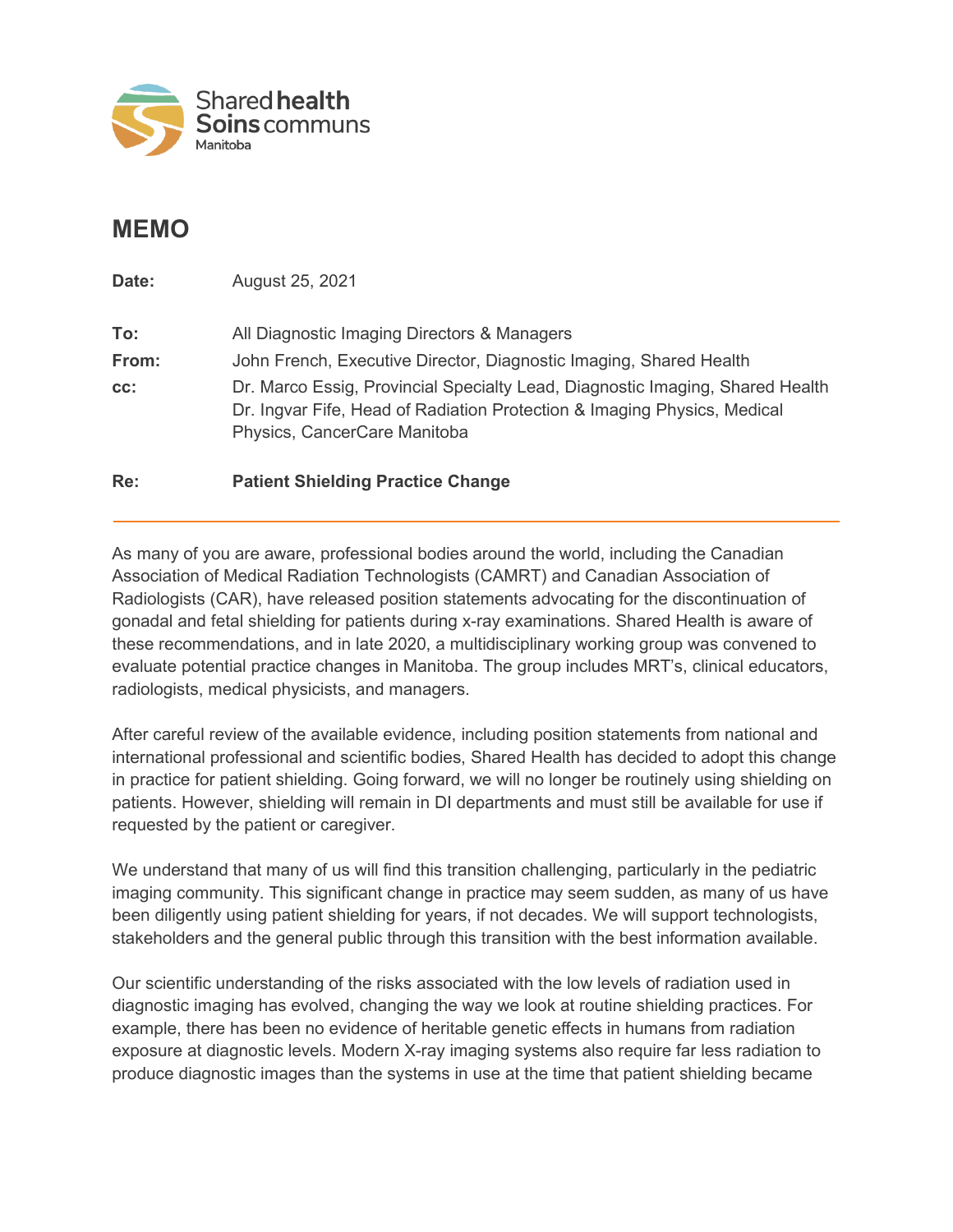Shared **health**
**Soins** communs
Manitoba

# MEMO

**Date:** August 25, 2021

**To:** All Diagnostic Imaging Directors & Managers

**From:** John French, Executive Director, Diagnostic Imaging, Shared Health

**cc:** Dr. Marco Essig, Provincial Specialty Lead, Diagnostic Imaging, Shared Health
Dr. Ingvar Fife, Head of Radiation Protection & Imaging Physics, Medical Physics, CancerCare Manitoba

**Re:** **Patient Shielding Practice Change**

---

As many of you are aware, professional bodies around the world, including the Canadian Association of Medical Radiation Technologists (CAMRT) and Canadian Association of Radiologists (CAR), have released position statements advocating for the discontinuation of gonadal and fetal shielding for patients during x-ray examinations. Shared Health is aware of these recommendations, and in late 2020, a multidisciplinary working group was convened to evaluate potential practice changes in Manitoba. The group includes MRT's, clinical educators, radiologists, medical physicists, and managers.

After careful review of the available evidence, including position statements from national and international professional and scientific bodies, Shared Health has decided to adopt this change in practice for patient shielding. Going forward, we will no longer be routinely using shielding on patients. However, shielding will remain in DI departments and must still be available for use if requested by the patient or caregiver.

We understand that many of us will find this transition challenging, particularly in the pediatric imaging community. This significant change in practice may seem sudden, as many of us have been diligently using patient shielding for years, if not decades. We will support technologists, stakeholders and the general public through this transition with the best information available.

Our scientific understanding of the risks associated with the low levels of radiation used in diagnostic imaging has evolved, changing the way we look at routine shielding practices. For example, there has been no evidence of heritable genetic effects in humans from radiation exposure at diagnostic levels. Modern X-ray imaging systems also require far less radiation to produce diagnostic images than the systems in use at the time that patient shielding became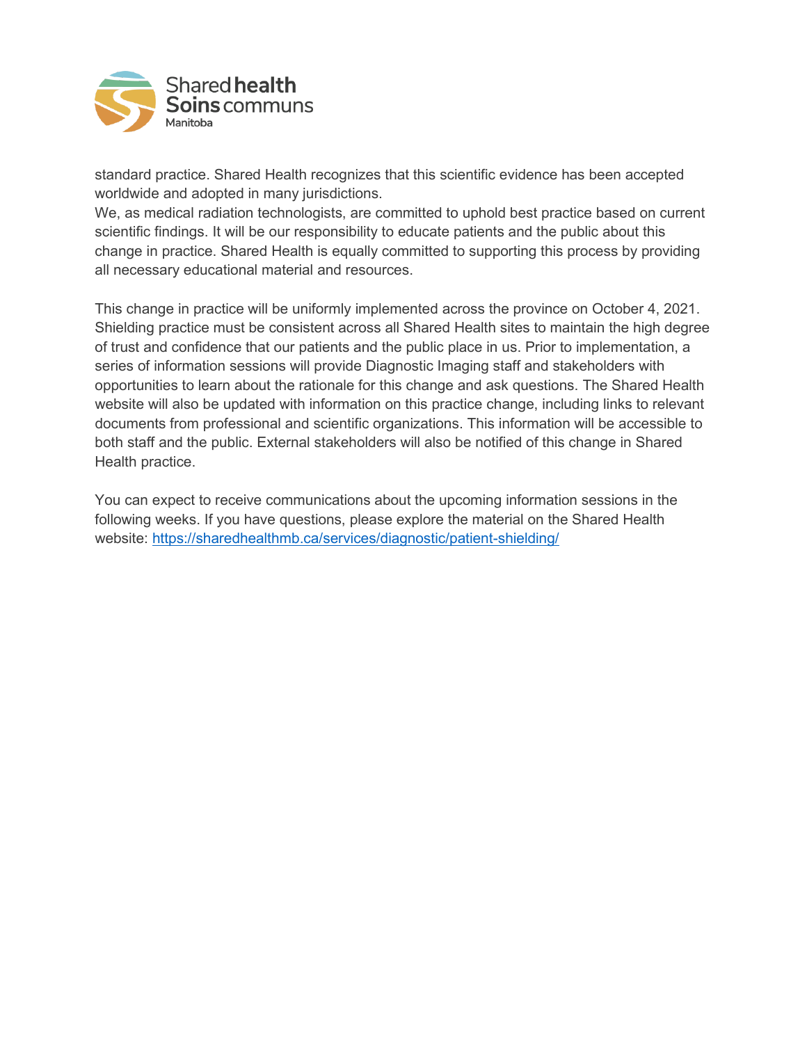standard practice. Shared Health recognizes that this scientific evidence has been accepted worldwide and adopted in many jurisdictions.

We, as medical radiation technologists, are committed to uphold best practice based on current scientific findings. It will be our responsibility to educate patients and the public about this change in practice. Shared Health is equally committed to supporting this process by providing all necessary educational material and resources.

This change in practice will be uniformly implemented across the province on October 4, 2021. Shielding practice must be consistent across all Shared Health sites to maintain the high degree of trust and confidence that our patients and the public place in us. Prior to implementation, a series of information sessions will provide Diagnostic Imaging staff and stakeholders with opportunities to learn about the rationale for this change and ask questions. The Shared Health website will also be updated with information on this practice change, including links to relevant documents from professional and scientific organizations. This information will be accessible to both staff and the public. External stakeholders will also be notified of this change in Shared Health practice.

You can expect to receive communications about the upcoming information sessions in the following weeks. If you have questions, please explore the material on the Shared Health website: [https://sharedhealthmb.ca/services/diagnostic/patient-shielding/](https://sharedhealthmb.ca/services/diagnostic/patient-shielding/)